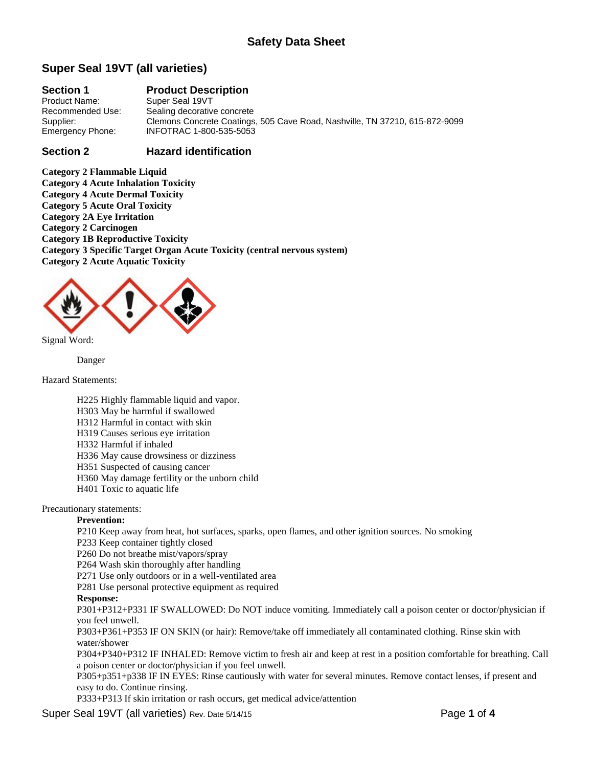# Safety Data Sheet

## Super Seal 19VT (all varieties)

### Section 1 Product Description

Product Name: Super Seal 19VT
Recommended Use: Sealing decorative concrete
Supplier: Clemons Concrete Coatings, 505 Cave Road, Nashville, TN 37210, 615-872-9099
Emergency Phone: INFOTRAC 1-800-535-5053

### Section 2 Hazard identification

**Category 2 Flammable Liquid**
**Category 4 Acute Inhalation Toxicity**
**Category 4 Acute Dermal Toxicity**
**Category 5 Acute Oral Toxicity**
**Category 2A Eye Irritation**
**Category 2 Carcinogen**
**Category 1B Reproductive Toxicity**
**Category 3 Specific Target Organ Acute Toxicity (central nervous system)**
**Category 2 Acute Aquatic Toxicity**

Signal Word:

Danger

Hazard Statements:

H225 Highly flammable liquid and vapor.
H303 May be harmful if swallowed
H312 Harmful in contact with skin
H319 Causes serious eye irritation
H332 Harmful if inhaled
H336 May cause drowsiness or dizziness
H351 Suspected of causing cancer
H360 May damage fertility or the unborn child
H401 Toxic to aquatic life

Precautionary statements:

**Prevention:**
P210 Keep away from heat, hot surfaces, sparks, open flames, and other ignition sources. No smoking
P233 Keep container tightly closed
P260 Do not breathe mist/vapors/spray
P264 Wash skin thoroughly after handling
P271 Use only outdoors or in a well-ventilated area
P281 Use personal protective equipment as required

**Response:**
P301+P312+P331 IF SWALLOWED: Do NOT induce vomiting. Immediately call a poison center or doctor/physician if you feel unwell.
P303+P361+P353 IF ON SKIN (or hair): Remove/take off immediately all contaminated clothing. Rinse skin with water/shower
P304+P340+P312 IF INHALED: Remove victim to fresh air and keep at rest in a position comfortable for breathing. Call a poison center or doctor/physician if you feel unwell.
P305+p351+p338 IF IN EYES: Rinse cautiously with water for several minutes. Remove contact lenses, if present and easy to do. Continue rinsing.
P333+P313 If skin irritation or rash occurs, get medical advice/attention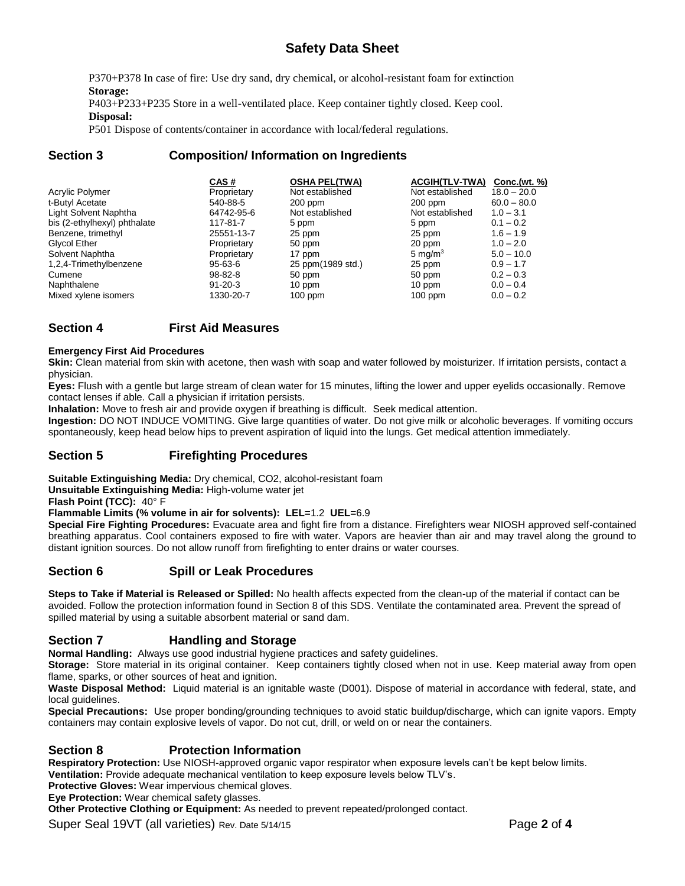# Safety Data Sheet

P370+P378 In case of fire: Use dry sand, dry chemical, or alcohol-resistant foam for extinction

**Storage:**

P403+P233+P235 Store in a well-ventilated place. Keep container tightly closed. Keep cool.

**Disposal:**

P501 Dispose of contents/container in accordance with local/federal regulations.

## Section 3 Composition/ Information on Ingredients

| | CAS # | OSHA PEL(TWA) | ACGIH(TLV-TWA) | Conc.(wt. %) |
|---|---|---|---|---|
| Acrylic Polymer | Proprietary | Not established | Not established | 18.0 – 20.0 |
| t-Butyl Acetate | 540-88-5 | 200 ppm | 200 ppm | 60.0 – 80.0 |
| Light Solvent Naphtha | 64742-95-6 | Not established | Not established | 1.0 – 3.1 |
| bis (2-ethylhexyl) phthalate | 117-81-7 | 5 ppm | 5 ppm | 0.1 – 0.2 |
| Benzene, trimethyl | 25551-13-7 | 25 ppm | 25 ppm | 1.6 – 1.9 |
| Glycol Ether | Proprietary | 50 ppm | 20 ppm | 1.0 – 2.0 |
| Solvent Naphtha | Proprietary | 17 ppm | 5 mg/m$^3$ | 5.0 – 10.0 |
| 1,2,4-Trimethylbenzene | 95-63-6 | 25 ppm(1989 std.) | 25 ppm | 0.9 – 1.7 |
| Cumene | 98-82-8 | 50 ppm | 50 ppm | 0.2 – 0.3 |
| Naphthalene | 91-20-3 | 10 ppm | 10 ppm | 0.0 – 0.4 |
| Mixed xylene isomers | 1330-20-7 | 100 ppm | 100 ppm | 0.0 – 0.2 |

## Section 4 First Aid Measures

**Emergency First Aid Procedures**

**Skin:** Clean material from skin with acetone, then wash with soap and water followed by moisturizer. If irritation persists, contact a physician.

**Eyes:** Flush with a gentle but large stream of clean water for 15 minutes, lifting the lower and upper eyelids occasionally. Remove contact lenses if able. Call a physician if irritation persists.

**Inhalation:** Move to fresh air and provide oxygen if breathing is difficult. Seek medical attention.

**Ingestion:** DO NOT INDUCE VOMITING. Give large quantities of water. Do not give milk or alcoholic beverages. If vomiting occurs spontaneously, keep head below hips to prevent aspiration of liquid into the lungs. Get medical attention immediately.

## Section 5 Firefighting Procedures

**Suitable Extinguishing Media:** Dry chemical, CO2, alcohol-resistant foam

**Unsuitable Extinguishing Media:** High-volume water jet

**Flash Point (TCC):** 40° F

**Flammable Limits (% volume in air for solvents): LEL=**1.2 **UEL=**6.9

**Special Fire Fighting Procedures:** Evacuate area and fight fire from a distance. Firefighters wear NIOSH approved self-contained breathing apparatus. Cool containers exposed to fire with water. Vapors are heavier than air and may travel along the ground to distant ignition sources. Do not allow runoff from firefighting to enter drains or water courses.

## Section 6 Spill or Leak Procedures

**Steps to Take if Material is Released or Spilled:** No health affects expected from the clean-up of the material if contact can be avoided. Follow the protection information found in Section 8 of this SDS. Ventilate the contaminated area. Prevent the spread of spilled material by using a suitable absorbent material or sand dam.

## Section 7 Handling and Storage

**Normal Handling:** Always use good industrial hygiene practices and safety guidelines.

**Storage:** Store material in its original container. Keep containers tightly closed when not in use. Keep material away from open flame, sparks, or other sources of heat and ignition.

**Waste Disposal Method:** Liquid material is an ignitable waste (D001). Dispose of material in accordance with federal, state, and local guidelines.

**Special Precautions:** Use proper bonding/grounding techniques to avoid static buildup/discharge, which can ignite vapors. Empty containers may contain explosive levels of vapor. Do not cut, drill, or weld on or near the containers.

## Section 8 Protection Information

**Respiratory Protection:** Use NIOSH-approved organic vapor respirator when exposure levels can't be kept below limits.

**Ventilation:** Provide adequate mechanical ventilation to keep exposure levels below TLV's.

**Protective Gloves:** Wear impervious chemical gloves.

**Eye Protection:** Wear chemical safety glasses.

**Other Protective Clothing or Equipment:** As needed to prevent repeated/prolonged contact.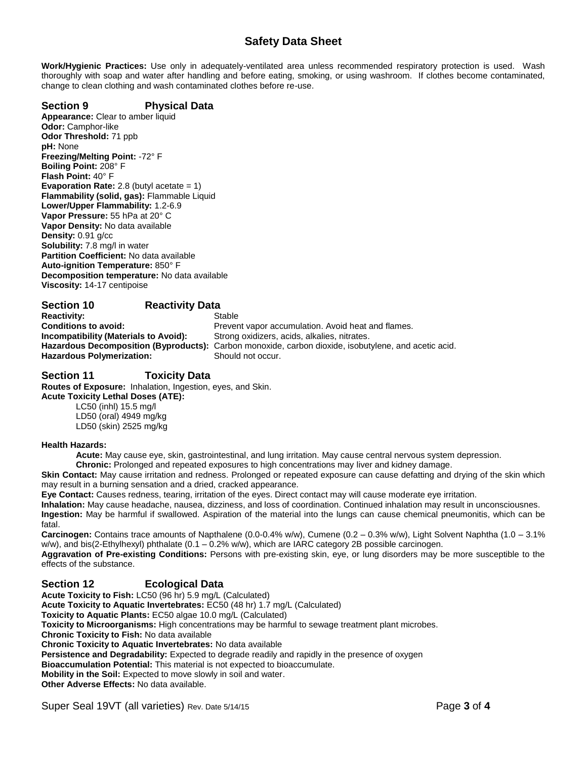**Work/Hygienic Practices:** Use only in adequately-ventilated area unless recommended respiratory protection is used. Wash thoroughly with soap and water after handling and before eating, smoking, or using washroom. If clothes become contaminated, change to clean clothing and wash contaminated clothes before re-use.

## Section 9 Physical Data

**Appearance:** Clear to amber liquid
**Odor:** Camphor-like
**Odor Threshold:** 71 ppb
**pH:** None
**Freezing/Melting Point:** -72° F
**Boiling Point:** 208° F
**Flash Point:** 40° F
**Evaporation Rate:** 2.8 (butyl acetate = 1)
**Flammability (solid, gas):** Flammable Liquid
**Lower/Upper Flammability:** 1.2-6.9
**Vapor Pressure:** 55 hPa at 20° C
**Vapor Density:** No data available
**Density:** 0.91 g/cc
**Solubility:** 7.8 mg/l in water
**Partition Coefficient:** No data available
**Auto-ignition Temperature:** 850° F
**Decomposition temperature:** No data available
**Viscosity:** 14-17 centipoise

## Section 10 Reactivity Data

| | |
|---|---|
| **Reactivity:** | Stable |
| **Conditions to avoid:** | Prevent vapor accumulation. Avoid heat and flames. |
| **Incompatibility (Materials to Avoid):** | Strong oxidizers, acids, alkalies, nitrates. |
| **Hazardous Decomposition (Byproducts):** | Carbon monoxide, carbon dioxide, isobutylene, and acetic acid. |
| **Hazardous Polymerization:** | Should not occur. |

## Section 11 Toxicity Data

**Routes of Exposure:** Inhalation, Ingestion, eyes, and Skin.
**Acute Toxicity Lethal Doses (ATE):**

LC50 (inhl) 15.5 mg/l
LD50 (oral) 4949 mg/kg
LD50 (skin) 2525 mg/kg

**Health Hazards:**

**Acute:** May cause eye, skin, gastrointestinal, and lung irritation. May cause central nervous system depression.
**Chronic:** Prolonged and repeated exposures to high concentrations may liver and kidney damage.

**Skin Contact:** May cause irritation and redness. Prolonged or repeated exposure can cause defatting and drying of the skin which may result in a burning sensation and a dried, cracked appearance.
**Eye Contact:** Causes redness, tearing, irritation of the eyes. Direct contact may will cause moderate eye irritation.
**Inhalation:** May cause headache, nausea, dizziness, and loss of coordination. Continued inhalation may result in unconsciousnes.
**Ingestion:** May be harmful if swallowed. Aspiration of the material into the lungs can cause chemical pneumonitis, which can be fatal.
**Carcinogen:** Contains trace amounts of Napthalene (0.0-0.4% w/w), Cumene (0.2 – 0.3% w/w), Light Solvent Naphtha (1.0 – 3.1% w/w), and bis(2-Ethylhexyl) phthalate (0.1 – 0.2% w/w), which are IARC category 2B possible carcinogen.
**Aggravation of Pre-existing Conditions:** Persons with pre-existing skin, eye, or lung disorders may be more susceptible to the effects of the substance.

## Section 12 Ecological Data

**Acute Toxicity to Fish:** LC50 (96 hr) 5.9 mg/L (Calculated)
**Acute Toxicity to Aquatic Invertebrates:** EC50 (48 hr) 1.7 mg/L (Calculated)
**Toxicity to Aquatic Plants:** EC50 algae 10.0 mg/L (Calculated)
**Toxicity to Microorganisms:** High concentrations may be harmful to sewage treatment plant microbes.
**Chronic Toxicity to Fish:** No data available
**Chronic Toxicity to Aquatic Invertebrates:** No data available
**Persistence and Degradability:** Expected to degrade readily and rapidly in the presence of oxygen
**Bioaccumulation Potential:** This material is not expected to bioaccumulate.
**Mobility in the Soil:** Expected to move slowly in soil and water.
**Other Adverse Effects:** No data available.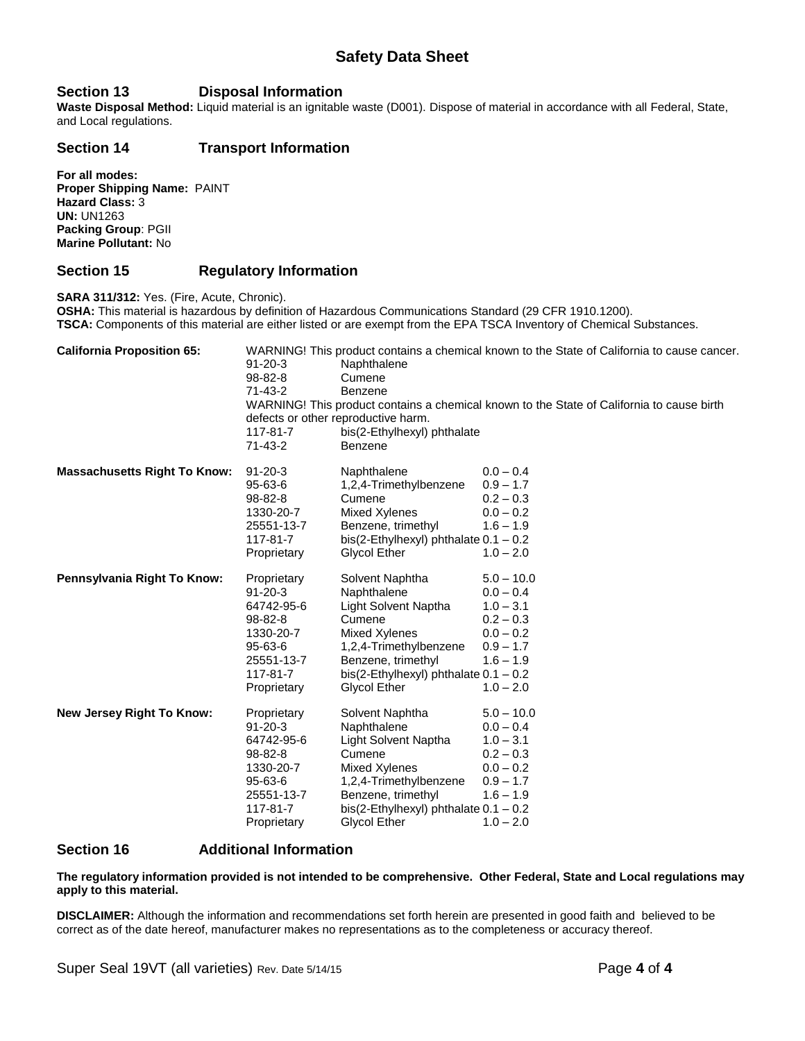# Safety Data Sheet

## Section 13 Disposal Information

**Waste Disposal Method:** Liquid material is an ignitable waste (D001). Dispose of material in accordance with all Federal, State, and Local regulations.

## Section 14 Transport Information

**For all modes:**
**Proper Shipping Name:** PAINT
**Hazard Class:** 3
**UN:** UN1263
**Packing Group**: PGII
**Marine Pollutant:** No

## Section 15 Regulatory Information

**SARA 311/312:** Yes. (Fire, Acute, Chronic).
**OSHA:** This material is hazardous by definition of Hazardous Communications Standard (29 CFR 1910.1200).
**TSCA:** Components of this material are either listed or are exempt from the EPA TSCA Inventory of Chemical Substances.

**California Proposition 65:**

WARNING! This product contains a chemical known to the State of California to cause cancer.

| | |
|---|---|
| 91-20-3 | Naphthalene |
| 98-82-8 | Cumene |
| 71-43-2 | Benzene |

WARNING! This product contains a chemical known to the State of California to cause birth defects or other reproductive harm.

| | |
|---|---|
| 117-81-7 | bis(2-Ethylhexyl) phthalate |
| 71-43-2 | Benzene |

**Massachusetts Right To Know:**

| | | |
|---|---|---|
| 91-20-3 | Naphthalene | 0.0 – 0.4 |
| 95-63-6 | 1,2,4-Trimethylbenzene | 0.9 – 1.7 |
| 98-82-8 | Cumene | 0.2 – 0.3 |
| 1330-20-7 | Mixed Xylenes | 0.0 – 0.2 |
| 25551-13-7 | Benzene, trimethyl | 1.6 – 1.9 |
| 117-81-7 | bis(2-Ethylhexyl) phthalate | 0.1 – 0.2 |
| Proprietary | Glycol Ether | 1.0 – 2.0 |

**Pennsylvania Right To Know:**

| | | |
|---|---|---|
| Proprietary | Solvent Naphtha | 5.0 – 10.0 |
| 91-20-3 | Naphthalene | 0.0 – 0.4 |
| 64742-95-6 | Light Solvent Naptha | 1.0 – 3.1 |
| 98-82-8 | Cumene | 0.2 – 0.3 |
| 1330-20-7 | Mixed Xylenes | 0.0 – 0.2 |
| 95-63-6 | 1,2,4-Trimethylbenzene | 0.9 – 1.7 |
| 25551-13-7 | Benzene, trimethyl | 1.6 – 1.9 |
| 117-81-7 | bis(2-Ethylhexyl) phthalate | 0.1 – 0.2 |
| Proprietary | Glycol Ether | 1.0 – 2.0 |

**New Jersey Right To Know:**

| | | |
|---|---|---|
| Proprietary | Solvent Naphtha | 5.0 – 10.0 |
| 91-20-3 | Naphthalene | 0.0 – 0.4 |
| 64742-95-6 | Light Solvent Naptha | 1.0 – 3.1 |
| 98-82-8 | Cumene | 0.2 – 0.3 |
| 1330-20-7 | Mixed Xylenes | 0.0 – 0.2 |
| 95-63-6 | 1,2,4-Trimethylbenzene | 0.9 – 1.7 |
| 25551-13-7 | Benzene, trimethyl | 1.6 – 1.9 |
| 117-81-7 | bis(2-Ethylhexyl) phthalate | 0.1 – 0.2 |
| Proprietary | Glycol Ether | 1.0 – 2.0 |

## Section 16 Additional Information

**The regulatory information provided is not intended to be comprehensive. Other Federal, State and Local regulations may apply to this material.**

**DISCLAIMER:** Although the information and recommendations set forth herein are presented in good faith and believed to be correct as of the date hereof, manufacturer makes no representations as to the completeness or accuracy thereof.

Super Seal 19VT (all varieties) Rev. Date 5/14/15